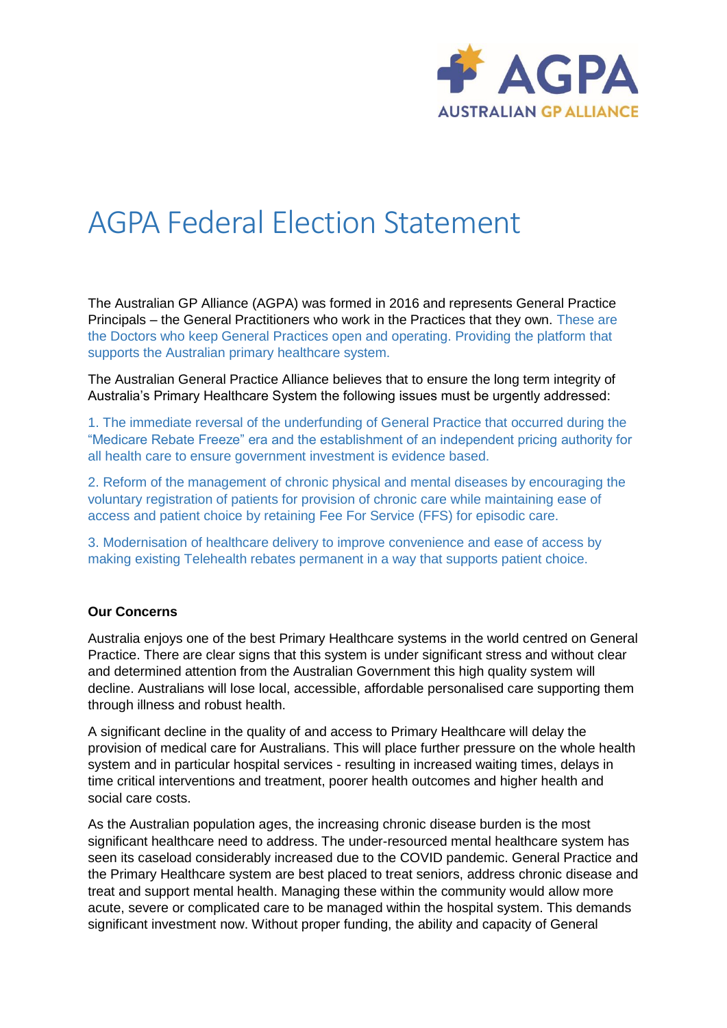AGPA
AUSTRALIAN GP ALLIANCE

# AGPA Federal Election Statement

The Australian GP Alliance (AGPA) was formed in 2016 and represents General Practice Principals – the General Practitioners who work in the Practices that they own. These are the Doctors who keep General Practices open and operating. Providing the platform that supports the Australian primary healthcare system.

The Australian General Practice Alliance believes that to ensure the long term integrity of Australia's Primary Healthcare System the following issues must be urgently addressed:

1. The immediate reversal of the underfunding of General Practice that occurred during the "Medicare Rebate Freeze" era and the establishment of an independent pricing authority for all health care to ensure government investment is evidence based.

2. Reform of the management of chronic physical and mental diseases by encouraging the voluntary registration of patients for provision of chronic care while maintaining ease of access and patient choice by retaining Fee For Service (FFS) for episodic care.

3. Modernisation of healthcare delivery to improve convenience and ease of access by making existing Telehealth rebates permanent in a way that supports patient choice.

**Our Concerns**

Australia enjoys one of the best Primary Healthcare systems in the world centred on General Practice. There are clear signs that this system is under significant stress and without clear and determined attention from the Australian Government this high quality system will decline. Australians will lose local, accessible, affordable personalised care supporting them through illness and robust health.

A significant decline in the quality of and access to Primary Healthcare will delay the provision of medical care for Australians. This will place further pressure on the whole health system and in particular hospital services - resulting in increased waiting times, delays in time critical interventions and treatment, poorer health outcomes and higher health and social care costs.

As the Australian population ages, the increasing chronic disease burden is the most significant healthcare need to address. The under-resourced mental healthcare system has seen its caseload considerably increased due to the COVID pandemic. General Practice and the Primary Healthcare system are best placed to treat seniors, address chronic disease and treat and support mental health. Managing these within the community would allow more acute, severe or complicated care to be managed within the hospital system. This demands significant investment now. Without proper funding, the ability and capacity of General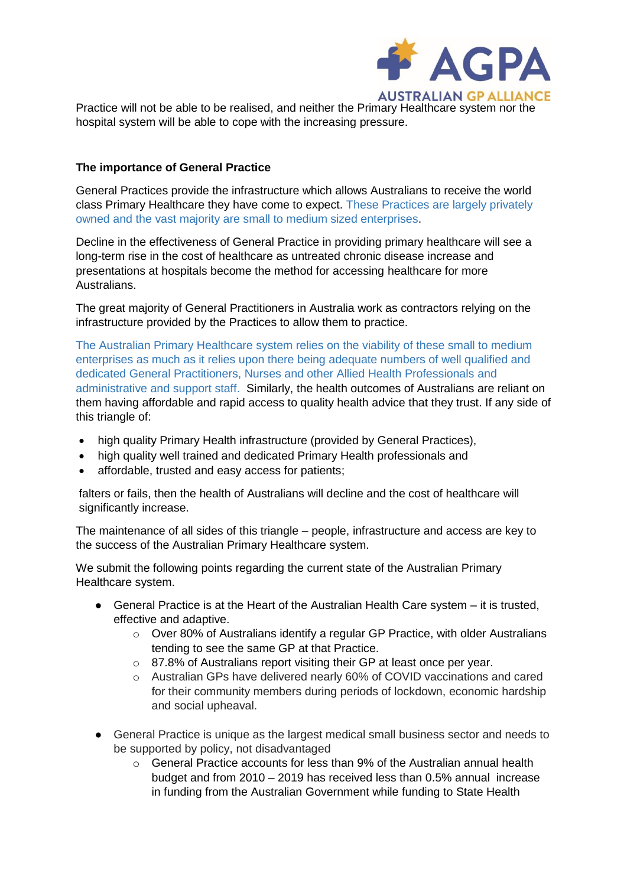Practice will not be able to be realised, and neither the Primary Healthcare system nor the hospital system will be able to cope with the increasing pressure.

**The importance of General Practice**

General Practices provide the infrastructure which allows Australians to receive the world class Primary Healthcare they have come to expect. These Practices are largely privately owned and the vast majority are small to medium sized enterprises.

Decline in the effectiveness of General Practice in providing primary healthcare will see a long-term rise in the cost of healthcare as untreated chronic disease increase and presentations at hospitals become the method for accessing healthcare for more Australians.

The great majority of General Practitioners in Australia work as contractors relying on the infrastructure provided by the Practices to allow them to practice.

The Australian Primary Healthcare system relies on the viability of these small to medium enterprises as much as it relies upon there being adequate numbers of well qualified and dedicated General Practitioners, Nurses and other Allied Health Professionals and administrative and support staff. Similarly, the health outcomes of Australians are reliant on them having affordable and rapid access to quality health advice that they trust. If any side of this triangle of:

- high quality Primary Health infrastructure (provided by General Practices),
- high quality well trained and dedicated Primary Health professionals and
- affordable, trusted and easy access for patients;

falters or fails, then the health of Australians will decline and the cost of healthcare will significantly increase.

The maintenance of all sides of this triangle – people, infrastructure and access are key to the success of the Australian Primary Healthcare system.

We submit the following points regarding the current state of the Australian Primary Healthcare system.

- General Practice is at the Heart of the Australian Health Care system – it is trusted, effective and adaptive.
    - Over 80% of Australians identify a regular GP Practice, with older Australians tending to see the same GP at that Practice.
    - 87.8% of Australians report visiting their GP at least once per year.
    - Australian GPs have delivered nearly 60% of COVID vaccinations and cared for their community members during periods of lockdown, economic hardship and social upheaval.

- General Practice is unique as the largest medical small business sector and needs to be supported by policy, not disadvantaged
    - General Practice accounts for less than 9% of the Australian annual health budget and from 2010 – 2019 has received less than 0.5% annual increase in funding from the Australian Government while funding to State Health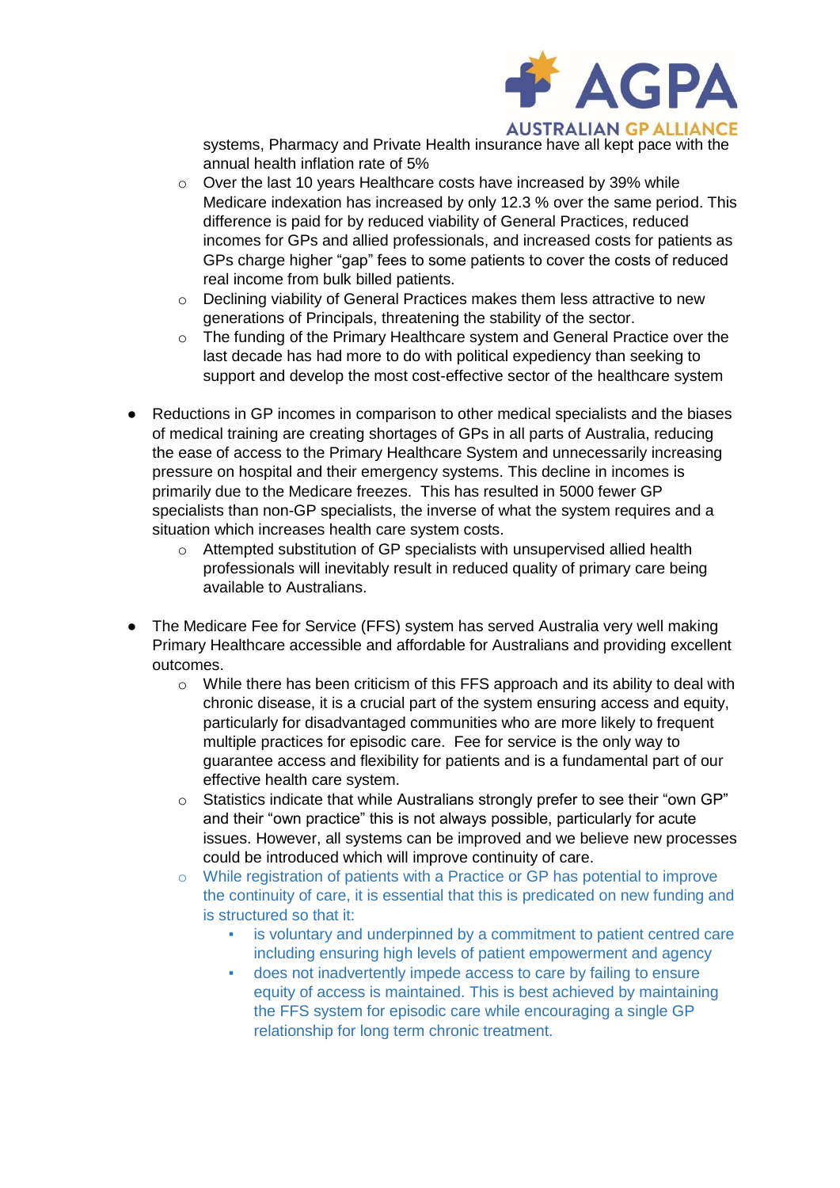systems, Pharmacy and Private Health insurance have all kept pace with the annual health inflation rate of 5%

- Over the last 10 years Healthcare costs have increased by 39% while Medicare indexation has increased by only 12.3 % over the same period. This difference is paid for by reduced viability of General Practices, reduced incomes for GPs and allied professionals, and increased costs for patients as GPs charge higher "gap" fees to some patients to cover the costs of reduced real income from bulk billed patients.
- Declining viability of General Practices makes them less attractive to new generations of Principals, threatening the stability of the sector.
- The funding of the Primary Healthcare system and General Practice over the last decade has had more to do with political expediency than seeking to support and develop the most cost-effective sector of the healthcare system

- Reductions in GP incomes in comparison to other medical specialists and the biases of medical training are creating shortages of GPs in all parts of Australia, reducing the ease of access to the Primary Healthcare System and unnecessarily increasing pressure on hospital and their emergency systems. This decline in incomes is primarily due to the Medicare freezes. This has resulted in 5000 fewer GP specialists than non-GP specialists, the inverse of what the system requires and a situation which increases health care system costs.
  - Attempted substitution of GP specialists with unsupervised allied health professionals will inevitably result in reduced quality of primary care being available to Australians.

- The Medicare Fee for Service (FFS) system has served Australia very well making Primary Healthcare accessible and affordable for Australians and providing excellent outcomes.
  - While there has been criticism of this FFS approach and its ability to deal with chronic disease, it is a crucial part of the system ensuring access and equity, particularly for disadvantaged communities who are more likely to frequent multiple practices for episodic care. Fee for service is the only way to guarantee access and flexibility for patients and is a fundamental part of our effective health care system.
  - Statistics indicate that while Australians strongly prefer to see their "own GP" and their "own practice" this is not always possible, particularly for acute issues. However, all systems can be improved and we believe new processes could be introduced which will improve continuity of care.
  - While registration of patients with a Practice or GP has potential to improve the continuity of care, it is essential that this is predicated on new funding and is structured so that it:
    - is voluntary and underpinned by a commitment to patient centred care including ensuring high levels of patient empowerment and agency
    - does not inadvertently impede access to care by failing to ensure equity of access is maintained. This is best achieved by maintaining the FFS system for episodic care while encouraging a single GP relationship for long term chronic treatment.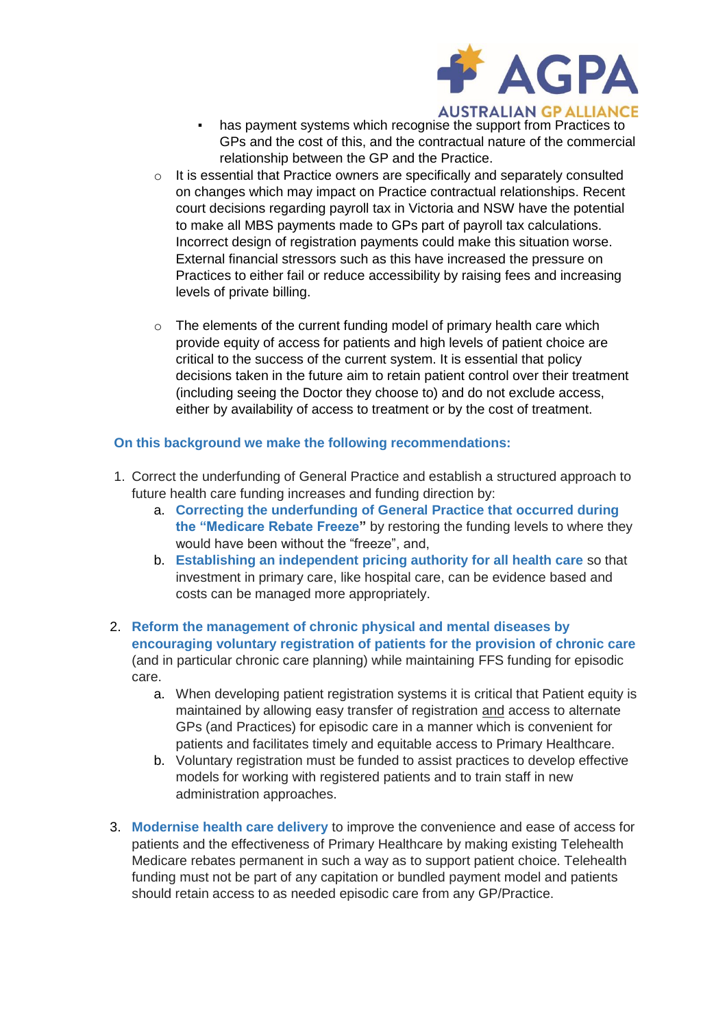- has payment systems which recognise the support from Practices to GPs and the cost of this, and the contractual nature of the commercial relationship between the GP and the Practice.
- It is essential that Practice owners are specifically and separately consulted on changes which may impact on Practice contractual relationships. Recent court decisions regarding payroll tax in Victoria and NSW have the potential to make all MBS payments made to GPs part of payroll tax calculations. Incorrect design of registration payments could make this situation worse. External financial stressors such as this have increased the pressure on Practices to either fail or reduce accessibility by raising fees and increasing levels of private billing.

- The elements of the current funding model of primary health care which provide equity of access for patients and high levels of patient choice are critical to the success of the current system. It is essential that policy decisions taken in the future aim to retain patient control over their treatment (including seeing the Doctor they choose to) and do not exclude access, either by availability of access to treatment or by the cost of treatment.

**On this background we make the following recommendations:**

1. Correct the underfunding of General Practice and establish a structured approach to future health care funding increases and funding direction by:
    a. **Correcting the underfunding of General Practice that occurred during the "Medicare Rebate Freeze"** by restoring the funding levels to where they would have been without the "freeze", and,
    b. **Establishing an independent pricing authority for all health care** so that investment in primary care, like hospital care, can be evidence based and costs can be managed more appropriately.

2. **Reform the management of chronic physical and mental diseases by encouraging voluntary registration of patients for the provision of chronic care** (and in particular chronic care planning) while maintaining FFS funding for episodic care.
    a. When developing patient registration systems it is critical that Patient equity is maintained by allowing easy transfer of registration <u>and</u> access to alternate GPs (and Practices) for episodic care in a manner which is convenient for patients and facilitates timely and equitable access to Primary Healthcare.
    b. Voluntary registration must be funded to assist practices to develop effective models for working with registered patients and to train staff in new administration approaches.

3. **Modernise health care delivery** to improve the convenience and ease of access for patients and the effectiveness of Primary Healthcare by making existing Telehealth Medicare rebates permanent in such a way as to support patient choice. Telehealth funding must not be part of any capitation or bundled payment model and patients should retain access to as needed episodic care from any GP/Practice.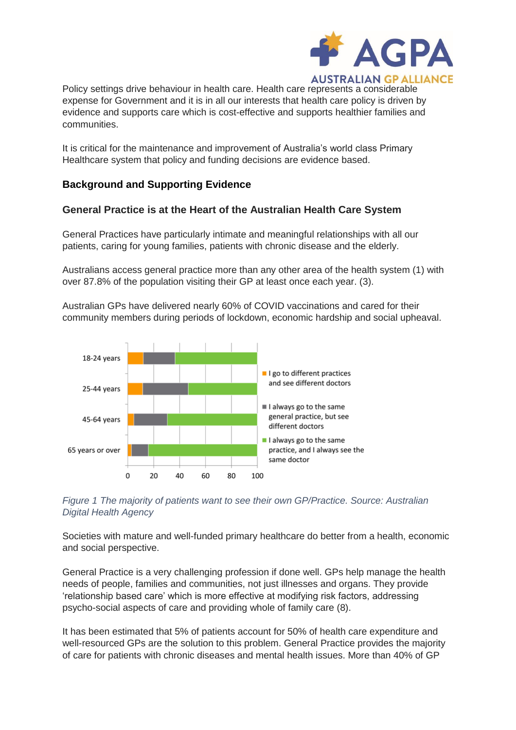Policy settings drive behaviour in health care. Health care represents a considerable expense for Government and it is in all our interests that health care policy is driven by evidence and supports care which is cost-effective and supports healthier families and communities.

It is critical for the maintenance and improvement of Australia's world class Primary Healthcare system that policy and funding decisions are evidence based.

## Background and Supporting Evidence

### General Practice is at the Heart of the Australian Health Care System

General Practices have particularly intimate and meaningful relationships with all our patients, caring for young families, patients with chronic disease and the elderly.

Australians access general practice more than any other area of the health system (1) with over 87.8% of the population visiting their GP at least once each year. (3).

Australian GPs have delivered nearly 60% of COVID vaccinations and cared for their community members during periods of lockdown, economic hardship and social upheaval.

18-24 years
25-44 years
45-64 years
65 years or over

0 20 40 60 80 100

I go to different practices and see different doctors
I always go to the same general practice, but see different doctors
I always go to the same practice, and I always see the same doctor

*Figure 1 The majority of patients want to see their own GP/Practice. Source: Australian Digital Health Agency*

Societies with mature and well-funded primary healthcare do better from a health, economic and social perspective.

General Practice is a very challenging profession if done well. GPs help manage the health needs of people, families and communities, not just illnesses and organs. They provide 'relationship based care' which is more effective at modifying risk factors, addressing psycho-social aspects of care and providing whole of family care (8).

It has been estimated that 5% of patients account for 50% of health care expenditure and well-resourced GPs are the solution to this problem. General Practice provides the majority of care for patients with chronic diseases and mental health issues. More than 40% of GP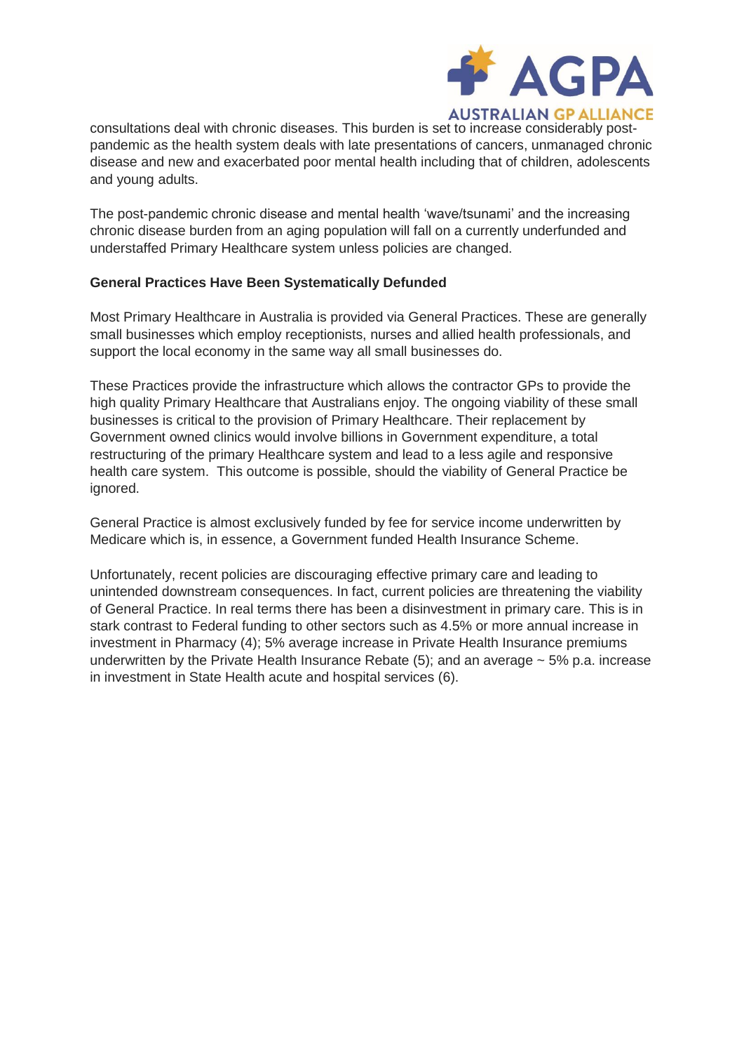consultations deal with chronic diseases. This burden is set to increase considerably post-pandemic as the health system deals with late presentations of cancers, unmanaged chronic disease and new and exacerbated poor mental health including that of children, adolescents and young adults.

The post-pandemic chronic disease and mental health 'wave/tsunami' and the increasing chronic disease burden from an aging population will fall on a currently underfunded and understaffed Primary Healthcare system unless policies are changed.

**General Practices Have Been Systematically Defunded**

Most Primary Healthcare in Australia is provided via General Practices. These are generally small businesses which employ receptionists, nurses and allied health professionals, and support the local economy in the same way all small businesses do.

These Practices provide the infrastructure which allows the contractor GPs to provide the high quality Primary Healthcare that Australians enjoy. The ongoing viability of these small businesses is critical to the provision of Primary Healthcare. Their replacement by Government owned clinics would involve billions in Government expenditure, a total restructuring of the primary Healthcare system and lead to a less agile and responsive health care system. This outcome is possible, should the viability of General Practice be ignored.

General Practice is almost exclusively funded by fee for service income underwritten by Medicare which is, in essence, a Government funded Health Insurance Scheme.

Unfortunately, recent policies are discouraging effective primary care and leading to unintended downstream consequences. In fact, current policies are threatening the viability of General Practice. In real terms there has been a disinvestment in primary care. This is in stark contrast to Federal funding to other sectors such as 4.5% or more annual increase in investment in Pharmacy (4); 5% average increase in Private Health Insurance premiums underwritten by the Private Health Insurance Rebate (5); and an average ~ 5% p.a. increase in investment in State Health acute and hospital services (6).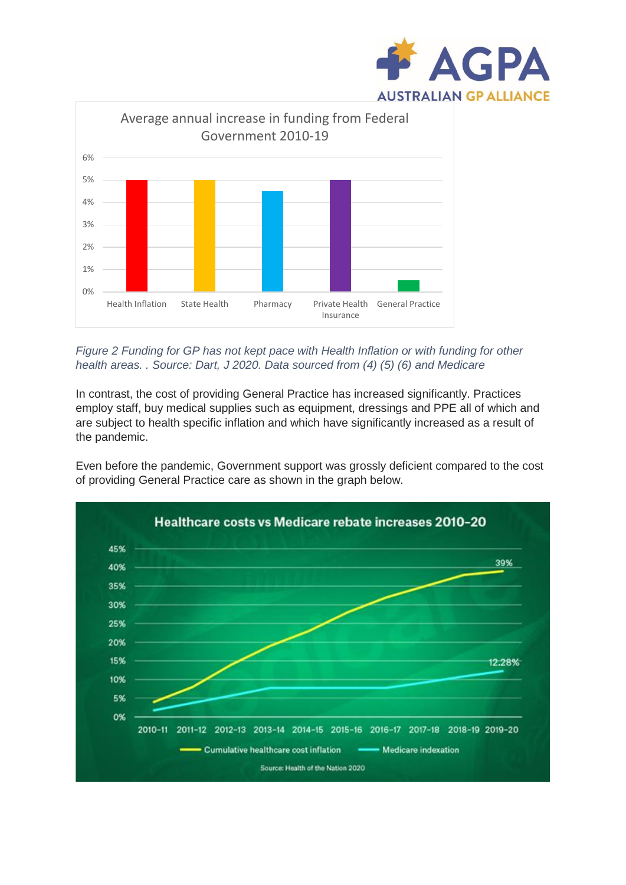Average annual increase in funding from Federal Government 2010-19

6%
5%
4%
3%
2%
1%
0%

Health Inflation
State Health
Pharmacy
Private Health Insurance
General Practice

*Figure 2 Funding for GP has not kept pace with Health Inflation or with funding for other health areas. . Source: Dart, J 2020. Data sourced from (4) (5) (6) and Medicare*

In contrast, the cost of providing General Practice has increased significantly. Practices employ staff, buy medical supplies such as equipment, dressings and PPE all of which and are subject to health specific inflation and which have significantly increased as a result of the pandemic.

Even before the pandemic, Government support was grossly deficient compared to the cost of providing General Practice care as shown in the graph below.

Healthcare costs vs Medicare rebate increases 2010-20

45%
40%
35%
30%
25%
20%
15%
10%
5%
0%

39%
12.28%

2010-11 2011-12 2012-13 2013-14 2014-15 2015-16 2016-17 2017-18 2018-19 2019-20

Cumulative healthcare cost inflation
Medicare indexation

Source: Health of the Nation 2020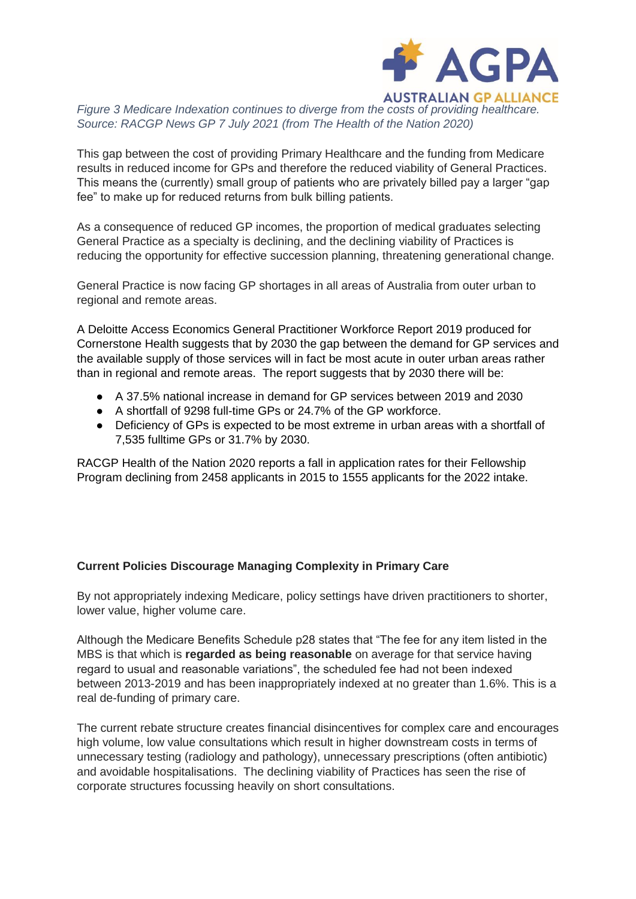*Figure 3 Medicare Indexation continues to diverge from the costs of providing healthcare. Source: RACGP News GP 7 July 2021 (from The Health of the Nation 2020)*

This gap between the cost of providing Primary Healthcare and the funding from Medicare results in reduced income for GPs and therefore the reduced viability of General Practices. This means the (currently) small group of patients who are privately billed pay a larger "gap fee" to make up for reduced returns from bulk billing patients.

As a consequence of reduced GP incomes, the proportion of medical graduates selecting General Practice as a specialty is declining, and the declining viability of Practices is reducing the opportunity for effective succession planning, threatening generational change.

General Practice is now facing GP shortages in all areas of Australia from outer urban to regional and remote areas.

A Deloitte Access Economics General Practitioner Workforce Report 2019 produced for Cornerstone Health suggests that by 2030 the gap between the demand for GP services and the available supply of those services will in fact be most acute in outer urban areas rather than in regional and remote areas. The report suggests that by 2030 there will be:

- A 37.5% national increase in demand for GP services between 2019 and 2030
- A shortfall of 9298 full-time GPs or 24.7% of the GP workforce.
- Deficiency of GPs is expected to be most extreme in urban areas with a shortfall of 7,535 fulltime GPs or 31.7% by 2030.

RACGP Health of the Nation 2020 reports a fall in application rates for their Fellowship Program declining from 2458 applicants in 2015 to 1555 applicants for the 2022 intake.

**Current Policies Discourage Managing Complexity in Primary Care**

By not appropriately indexing Medicare, policy settings have driven practitioners to shorter, lower value, higher volume care.

Although the Medicare Benefits Schedule p28 states that "The fee for any item listed in the MBS is that which is **regarded as being reasonable** on average for that service having regard to usual and reasonable variations", the scheduled fee had not been indexed between 2013-2019 and has been inappropriately indexed at no greater than 1.6%. This is a real de-funding of primary care.

The current rebate structure creates financial disincentives for complex care and encourages high volume, low value consultations which result in higher downstream costs in terms of unnecessary testing (radiology and pathology), unnecessary prescriptions (often antibiotic) and avoidable hospitalisations. The declining viability of Practices has seen the rise of corporate structures focussing heavily on short consultations.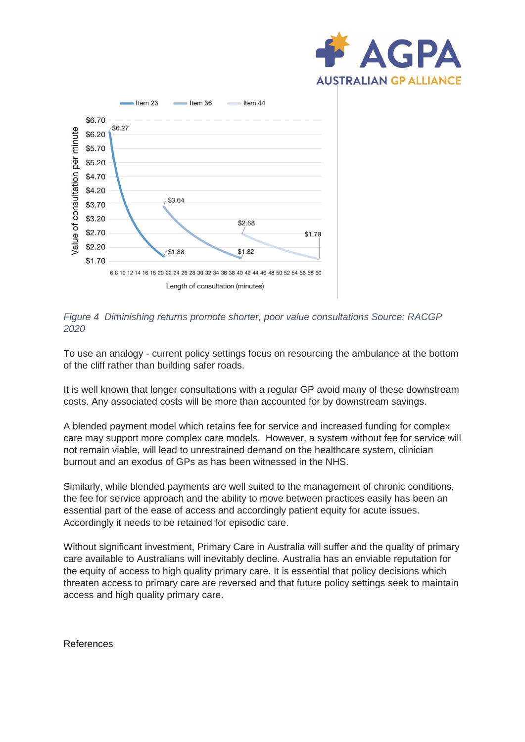Item 23
Item 36
Item 44

Value of consultation per minute

$6.70
$6.20
$5.70
$5.20
$4.70
$4.20
$3.70
$3.20
$2.70
$2.20
$1.70

$6.27
$3.64
$2.68
$1.79
$1.88
$1.82

6 8 10 12 14 16 18 20 22 24 26 28 30 32 34 36 38 40 42 44 46 48 50 52 54 56 58 60

Length of consultation (minutes)

*Figure 4 Diminishing returns promote shorter, poor value consultations Source: RACGP 2020*

To use an analogy - current policy settings focus on resourcing the ambulance at the bottom of the cliff rather than building safer roads.

It is well known that longer consultations with a regular GP avoid many of these downstream costs. Any associated costs will be more than accounted for by downstream savings.

A blended payment model which retains fee for service and increased funding for complex care may support more complex care models. However, a system without fee for service will not remain viable, will lead to unrestrained demand on the healthcare system, clinician burnout and an exodus of GPs as has been witnessed in the NHS.

Similarly, while blended payments are well suited to the management of chronic conditions, the fee for service approach and the ability to move between practices easily has been an essential part of the ease of access and accordingly patient equity for acute issues. Accordingly it needs to be retained for episodic care.

Without significant investment, Primary Care in Australia will suffer and the quality of primary care available to Australians will inevitably decline. Australia has an enviable reputation for the equity of access to high quality primary care. It is essential that policy decisions which threaten access to primary care are reversed and that future policy settings seek to maintain access and high quality primary care.

References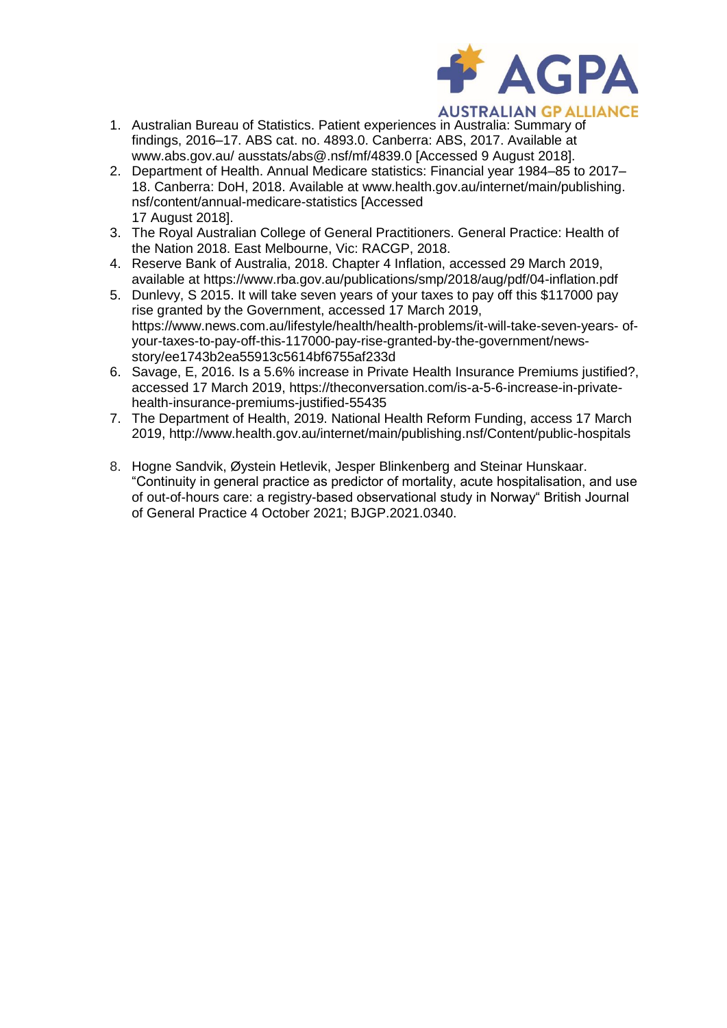1. Australian Bureau of Statistics. Patient experiences in Australia: Summary of findings, 2016–17. ABS cat. no. 4893.0. Canberra: ABS, 2017. Available at www.abs.gov.au/ ausstats/abs@.nsf/mf/4839.0 [Accessed 9 August 2018].
2. Department of Health. Annual Medicare statistics: Financial year 1984–85 to 2017–18. Canberra: DoH, 2018. Available at www.health.gov.au/internet/main/publishing.nsf/content/annual-medicare-statistics [Accessed 17 August 2018].
3. The Royal Australian College of General Practitioners. General Practice: Health of the Nation 2018. East Melbourne, Vic: RACGP, 2018.
4. Reserve Bank of Australia, 2018. Chapter 4 Inflation, accessed 29 March 2019, available at https://www.rba.gov.au/publications/smp/2018/aug/pdf/04-inflation.pdf
5. Dunlevy, S 2015. It will take seven years of your taxes to pay off this $117000 pay rise granted by the Government, accessed 17 March 2019, https://www.news.com.au/lifestyle/health/health-problems/it-will-take-seven-years- of-your-taxes-to-pay-off-this-117000-pay-rise-granted-by-the-government/news-story/ee1743b2ea55913c5614bf6755af233d
6. Savage, E, 2016. Is a 5.6% increase in Private Health Insurance Premiums justified?, accessed 17 March 2019, https://theconversation.com/is-a-5-6-increase-in-private-health-insurance-premiums-justified-55435
7. The Department of Health, 2019. National Health Reform Funding, access 17 March 2019, http://www.health.gov.au/internet/main/publishing.nsf/Content/public-hospitals
8. Hogne Sandvik, Øystein Hetlevik, Jesper Blinkenberg and Steinar Hunskaar. "Continuity in general practice as predictor of mortality, acute hospitalisation, and use of out-of-hours care: a registry-based observational study in Norway" British Journal of General Practice 4 October 2021; BJGP.2021.0340.